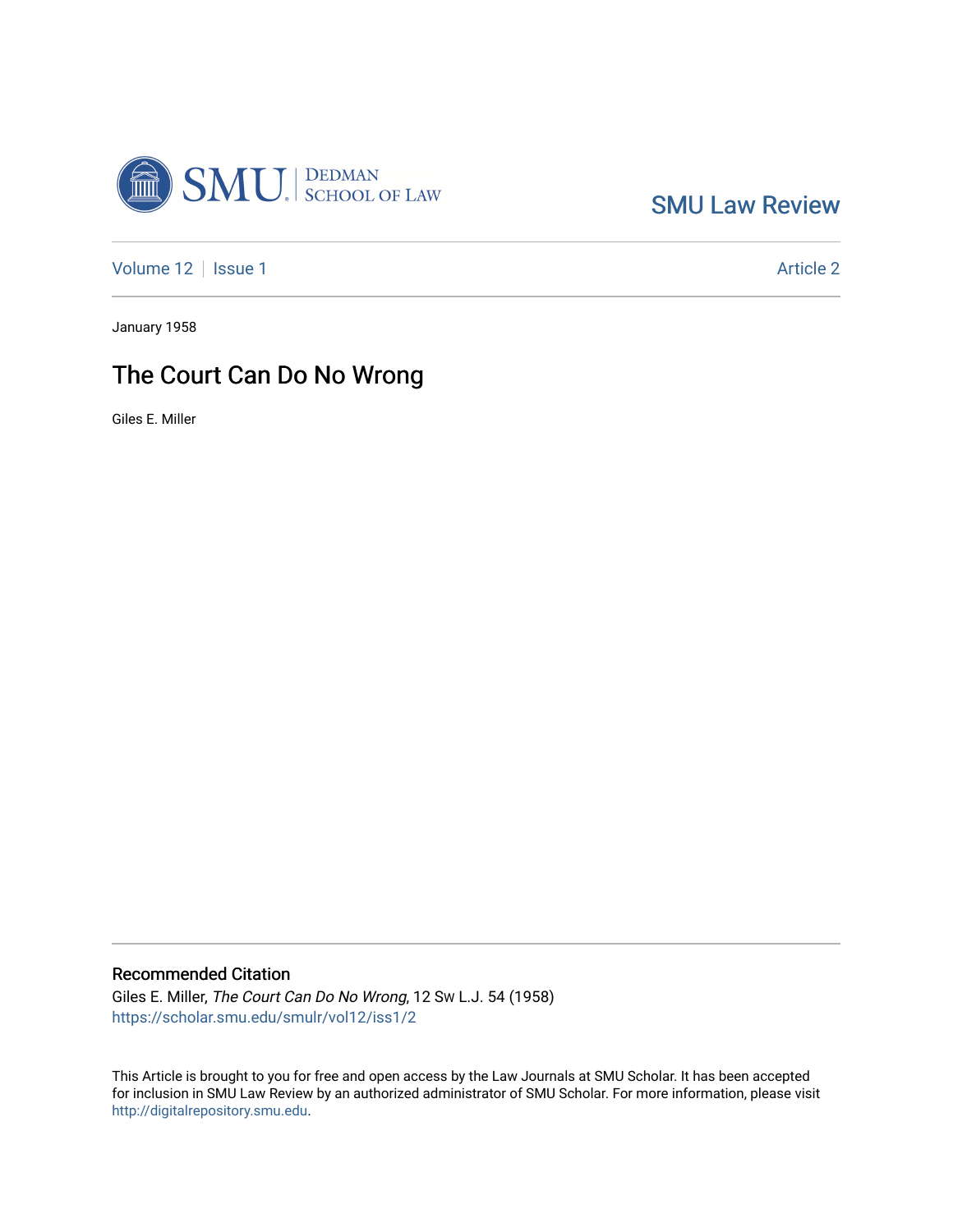SMU Law Review

Volume 12 | Issue 1 | Article 2

January 1958

# The Court Can Do No Wrong

Giles E. Miller

## Recommended Citation

Giles E. Miller, *The Court Can Do No Wrong*, 12 Sw L.J. 54 (1958)
https://scholar.smu.edu/smulr/vol12/iss1/2

This Article is brought to you for free and open access by the Law Journals at SMU Scholar. It has been accepted for inclusion in SMU Law Review by an authorized administrator of SMU Scholar. For more information, please visit http://digitalrepository.smu.edu.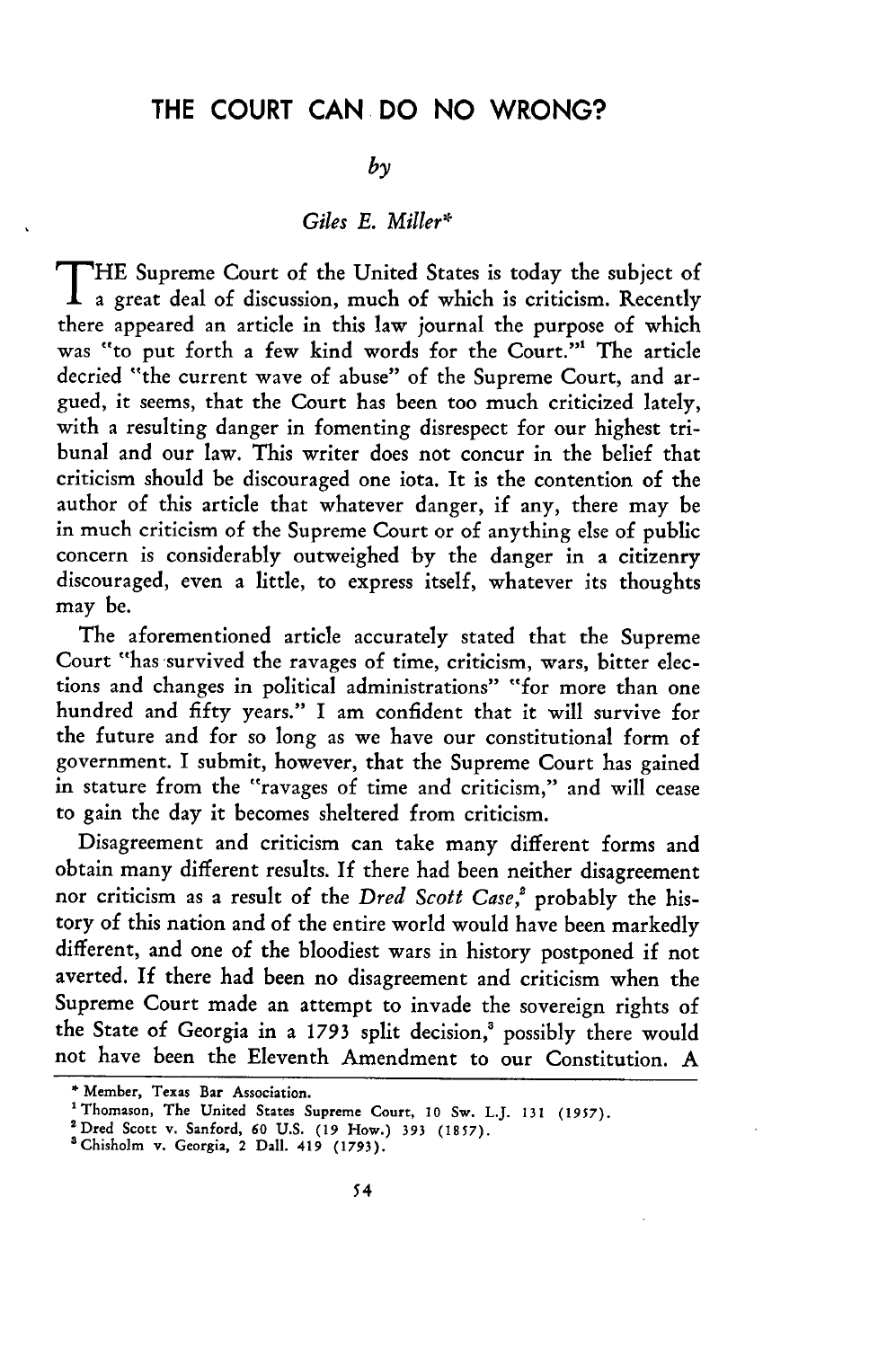# THE COURT CAN DO NO WRONG?

*by*

*Giles E. Miller**

THE Supreme Court of the United States is today the subject of a great deal of discussion, much of which is criticism. Recently there appeared an article in this law journal the purpose of which was "to put forth a few kind words for the Court."[1] The article decried "the current wave of abuse" of the Supreme Court, and argued, it seems, that the Court has been too much criticized lately, with a resulting danger in fomenting disrespect for our highest tribunal and our law. This writer does not concur in the belief that criticism should be discouraged one iota. It is the contention of the author of this article that whatever danger, if any, there may be in much criticism of the Supreme Court or of anything else of public concern is considerably outweighed by the danger in a citizenry discouraged, even a little, to express itself, whatever its thoughts may be.

The aforementioned article accurately stated that the Supreme Court "has survived the ravages of time, criticism, wars, bitter elections and changes in political administrations" "for more than one hundred and fifty years." I am confident that it will survive for the future and for so long as we have our constitutional form of government. I submit, however, that the Supreme Court has gained in stature from the "ravages of time and criticism," and will cease to gain the day it becomes sheltered from criticism.

Disagreement and criticism can take many different forms and obtain many different results. If there had been neither disagreement nor criticism as a result of the *Dred Scott Case*,[2] probably the history of this nation and of the entire world would have been markedly different, and one of the bloodiest wars in history postponed if not averted. If there had been no disagreement and criticism when the Supreme Court made an attempt to invade the sovereign rights of the State of Georgia in a 1793 split decision,[3] possibly there would not have been the Eleventh Amendment to our Constitution. A

---

\* Member, Texas Bar Association.

[1] Thomason, The United States Supreme Court, 10 Sw. L.J. 131 (1957).

[2] Dred Scott v. Sanford, 60 U.S. (19 How.) 393 (1857).

[3] Chisholm v. Georgia, 2 Dall. 419 (1793).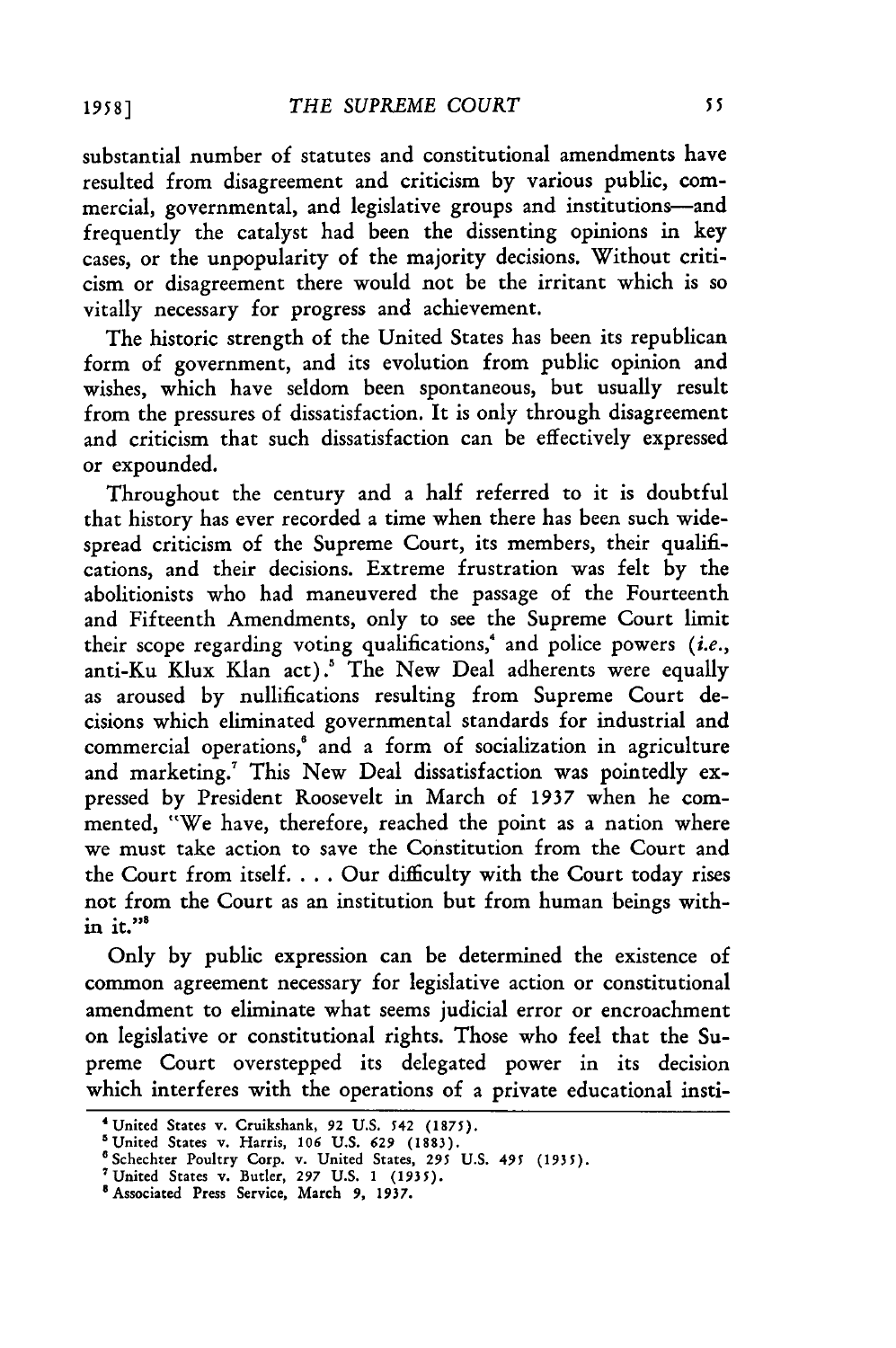substantial number of statutes and constitutional amendments have resulted from disagreement and criticism by various public, commercial, governmental, and legislative groups and institutions—and frequently the catalyst had been the dissenting opinions in key cases, or the unpopularity of the majority decisions. Without criticism or disagreement there would not be the irritant which is so vitally necessary for progress and achievement.

The historic strength of the United States has been its republican form of government, and its evolution from public opinion and wishes, which have seldom been spontaneous, but usually result from the pressures of dissatisfaction. It is only through disagreement and criticism that such dissatisfaction can be effectively expressed or expounded.

Throughout the century and a half referred to it is doubtful that history has ever recorded a time when there has been such widespread criticism of the Supreme Court, its members, their qualifications, and their decisions. Extreme frustration was felt by the abolitionists who had maneuvered the passage of the Fourteenth and Fifteenth Amendments, only to see the Supreme Court limit their scope regarding voting qualifications,[4] and police powers (*i.e.*, anti-Ku Klux Klan act).[5] The New Deal adherents were equally as aroused by nullifications resulting from Supreme Court decisions which eliminated governmental standards for industrial and commercial operations,[6] and a form of socialization in agriculture and marketing.[7] This New Deal dissatisfaction was pointedly expressed by President Roosevelt in March of 1937 when he commented, "We have, therefore, reached the point as a nation where we must take action to save the Constitution from the Court and the Court from itself. . . . Our difficulty with the Court today rises not from the Court as an institution but from human beings within it."[8]

Only by public expression can be determined the existence of common agreement necessary for legislative action or constitutional amendment to eliminate what seems judicial error or encroachment on legislative or constitutional rights. Those who feel that the Supreme Court overstepped its delegated power in its decision which interferes with the operations of a private educational insti-

---

[4] United States v. Cruikshank, 92 U.S. 542 (1875).

[5] United States v. Harris, 106 U.S. 629 (1883).

[6] Schechter Poultry Corp. v. United States, 295 U.S. 495 (1935).

[7] United States v. Butler, 297 U.S. 1 (1935).

[8] Associated Press Service, March 9, 1937.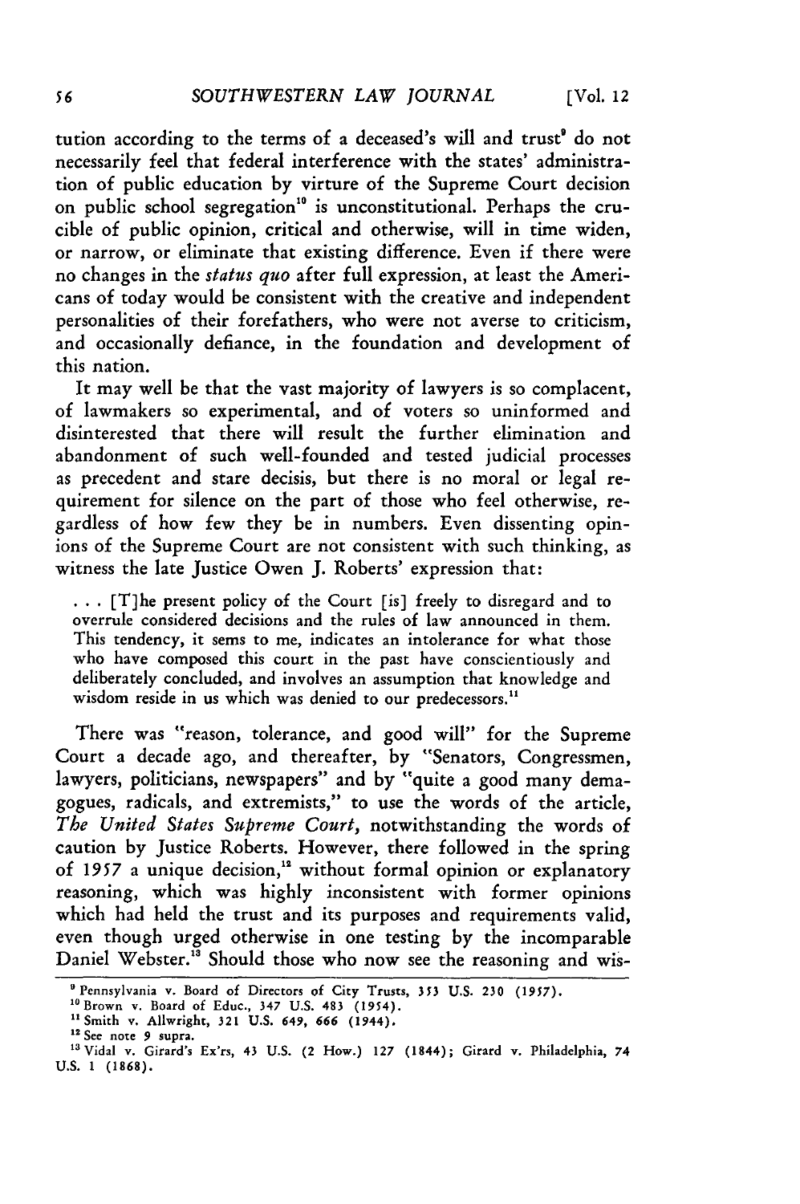tution according to the terms of a deceased's will and trust[9] do not necessarily feel that federal interference with the states' administration of public education by virture of the Supreme Court decision on public school segregation[10] is unconstitutional. Perhaps the crucible of public opinion, critical and otherwise, will in time widen, or narrow, or eliminate that existing difference. Even if there were no changes in the *status quo* after full expression, at least the Americans of today would be consistent with the creative and independent personalities of their forefathers, who were not averse to criticism, and occasionally defiance, in the foundation and development of this nation.

It may well be that the vast majority of lawyers is so complacent, of lawmakers so experimental, and of voters so uninformed and disinterested that there will result the further elimination and abandonment of such well-founded and tested judicial processes as precedent and stare decisis, but there is no moral or legal requirement for silence on the part of those who feel otherwise, regardless of how few they be in numbers. Even dissenting opinions of the Supreme Court are not consistent with such thinking, as witness the late Justice Owen J. Roberts' expression that:

> . . . [T]he present policy of the Court [is] freely to disregard and to overrule considered decisions and the rules of law announced in them. This tendency, it sems to me, indicates an intolerance for what those who have composed this court in the past have conscientiously and deliberately concluded, and involves an assumption that knowledge and wisdom reside in us which was denied to our predecessors.[11]

There was "reason, tolerance, and good will" for the Supreme Court a decade ago, and thereafter, by "Senators, Congressmen, lawyers, politicians, newspapers" and by "quite a good many demagogues, radicals, and extremists," to use the words of the article, *The United States Supreme Court*, notwithstanding the words of caution by Justice Roberts. However, there followed in the spring of 1957 a unique decision,[12] without formal opinion or explanatory reasoning, which was highly inconsistent with former opinions which had held the trust and its purposes and requirements valid, even though urged otherwise in one testing by the incomparable Daniel Webster.[13] Should those who now see the reasoning and wis-

---

[9] Pennsylvania v. Board of Directors of City Trusts, 353 U.S. 230 (1957).

[10] Brown v. Board of Educ., 347 U.S. 483 (1954).

[11] Smith v. Allwright, 321 U.S. 649, 666 (1944).

[12] See note 9 supra.

[13] Vidal v. Girard's Ex'rs, 43 U.S. (2 How.) 127 (1844); Girard v. Philadelphia, 74 U.S. 1 (1868).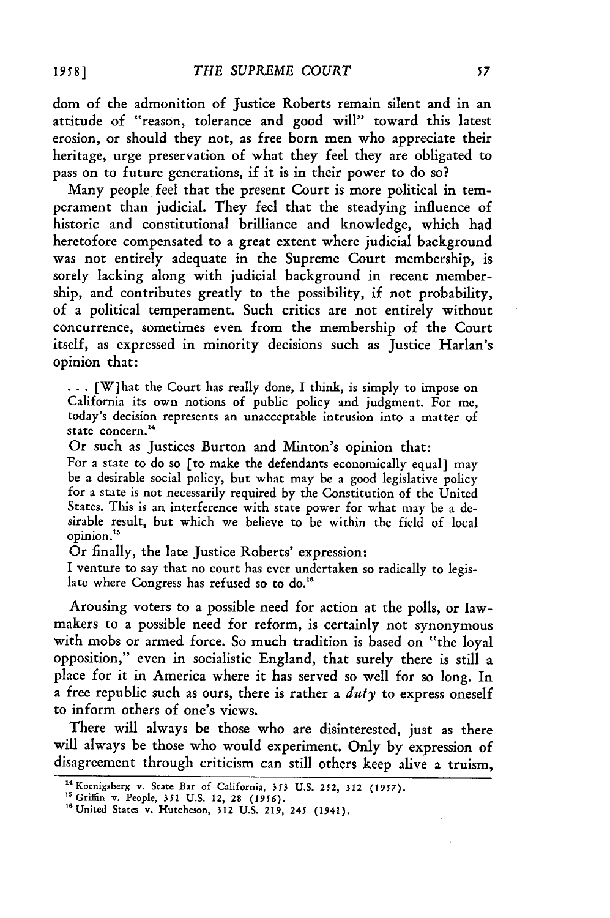dom of the admonition of Justice Roberts remain silent and in an attitude of "reason, tolerance and good will" toward this latest erosion, or should they not, as free born men who appreciate their heritage, urge preservation of what they feel they are obligated to pass on to future generations, if it is in their power to do so?

Many people feel that the present Court is more political in temperament than judicial. They feel that the steadying influence of historic and constitutional brilliance and knowledge, which had heretofore compensated to a great extent where judicial background was not entirely adequate in the Supreme Court membership, is sorely lacking along with judicial background in recent membership, and contributes greatly to the possibility, if not probability, of a political temperament. Such critics are not entirely without concurrence, sometimes even from the membership of the Court itself, as expressed in minority decisions such as Justice Harlan's opinion that:

> . . . [W]hat the Court has really done, I think, is simply to impose on California its own notions of public policy and judgment. For me, today's decision represents an unacceptable intrusion into a matter of state concern.[14]

Or such as Justices Burton and Minton's opinion that:

> For a state to do so [to make the defendants economically equal] may be a desirable social policy, but what may be a good legislative policy for a state is not necessarily required by the Constitution of the United States. This is an interference with state power for what may be a desirable result, but which we believe to be within the field of local opinion.[15]

Or finally, the late Justice Roberts' expression:

> I venture to say that no court has ever undertaken so radically to legislate where Congress has refused so to do.[16]

Arousing voters to a possible need for action at the polls, or lawmakers to a possible need for reform, is certainly not synonymous with mobs or armed force. So much tradition is based on "the loyal opposition," even in socialistic England, that surely there is still a place for it in America where it has served so well for so long. In a free republic such as ours, there is rather a *duty* to express oneself to inform others of one's views.

There will always be those who are disinterested, just as there will always be those who would experiment. Only by expression of disagreement through criticism can still others keep alive a truism,

---

[14] Koenigsberg v. State Bar of California, 353 U.S. 252, 312 (1957).

[15] Griffin v. People, 351 U.S. 12, 28 (1956).

[16] United States v. Hutcheson, 312 U.S. 219, 245 (1941).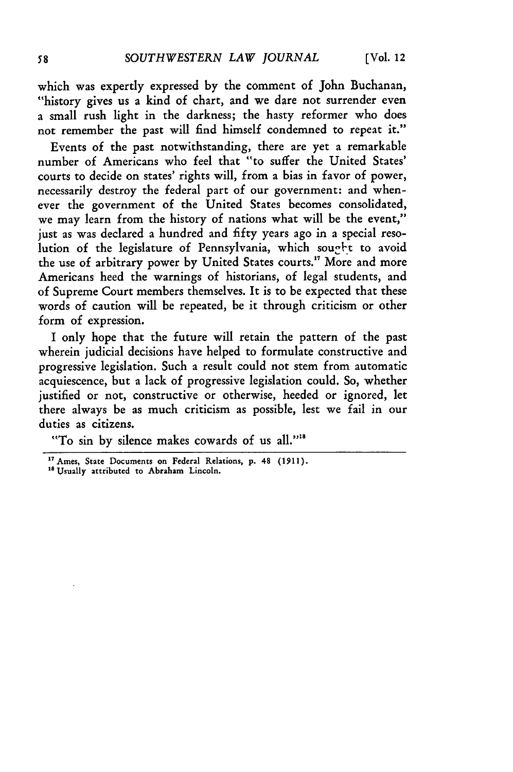which was expertly expressed by the comment of John Buchanan, "history gives us a kind of chart, and we dare not surrender even a small rush light in the darkness; the hasty reformer who does not remember the past will find himself condemned to repeat it."

Events of the past notwithstanding, there are yet a remarkable number of Americans who feel that "to suffer the United States' courts to decide on states' rights will, from a bias in favor of power, necessarily destroy the federal part of our government: and whenever the government of the United States becomes consolidated, we may learn from the history of nations what will be the event," just as was declared a hundred and fifty years ago in a special resolution of the legislature of Pennsylvania, which sought to avoid the use of arbitrary power by United States courts.[17] More and more Americans heed the warnings of historians, of legal students, and of Supreme Court members themselves. It is to be expected that these words of caution will be repeated, be it through criticism or other form of expression.

I only hope that the future will retain the pattern of the past wherein judicial decisions have helped to formulate constructive and progressive legislation. Such a result could not stem from automatic acquiescence, but a lack of progressive legislation could. So, whether justified or not, constructive or otherwise, heeded or ignored, let there always be as much criticism as possible, lest we fail in our duties as citizens.

"To sin by silence makes cowards of us all."[18]

---

[17] Ames, State Documents on Federal Relations, p. 48 (1911).

[18] Usually attributed to Abraham Lincoln.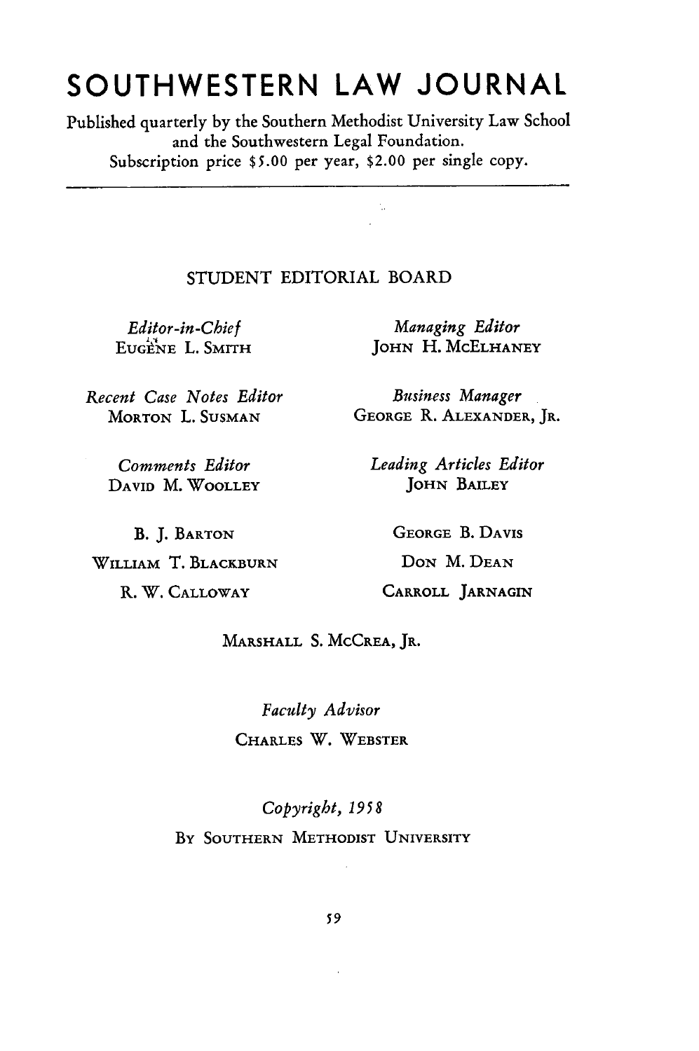# SOUTHWESTERN LAW JOURNAL

Published quarterly by the Southern Methodist University Law School and the Southwestern Legal Foundation.
Subscription price $5.00 per year, $2.00 per single copy.

---

## STUDENT EDITORIAL BOARD

*Editor-in-Chief*
EUGÈNE L. SMITH

*Managing Editor*
JOHN H. MCELHANEY

*Recent Case Notes Editor*
MORTON L. SUSMAN

*Business Manager*
GEORGE R. ALEXANDER, JR.

*Comments Editor*
DAVID M. WOOLLEY

*Leading Articles Editor*
JOHN BAILEY

B. J. BARTON
WILLIAM T. BLACKBURN
R. W. CALLOWAY
GEORGE B. DAVIS
DON M. DEAN
CARROLL JARNAGIN
MARSHALL S. MCCREA, JR.

*Faculty Advisor*
CHARLES W. WEBSTER

*Copyright, 1958*
BY SOUTHERN METHODIST UNIVERSITY